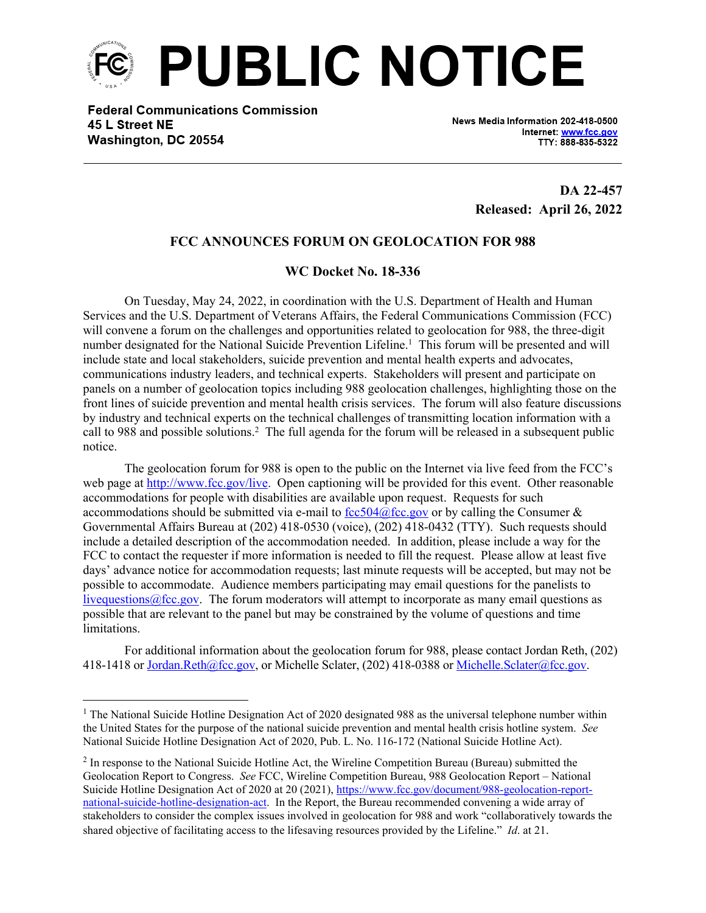# PUBLIC NOTICE

**Federal Communications Commission**
**45 L Street NE**
**Washington, DC 20554**

**News Media Information 202-418-0500**
**Internet: www.fcc.gov**
**TTY: 888-835-5322**

**DA 22-457**
**Released: April 26, 2022**

## FCC ANNOUNCES FORUM ON GEOLOCATION FOR 988

### WC Docket No. 18-336

On Tuesday, May 24, 2022, in coordination with the U.S. Department of Health and Human Services and the U.S. Department of Veterans Affairs, the Federal Communications Commission (FCC) will convene a forum on the challenges and opportunities related to geolocation for 988, the three-digit number designated for the National Suicide Prevention Lifeline.[1] This forum will be presented and will include state and local stakeholders, suicide prevention and mental health experts and advocates, communications industry leaders, and technical experts. Stakeholders will present and participate on panels on a number of geolocation topics including 988 geolocation challenges, highlighting those on the front lines of suicide prevention and mental health crisis services. The forum will also feature discussions by industry and technical experts on the technical challenges of transmitting location information with a call to 988 and possible solutions.[2] The full agenda for the forum will be released in a subsequent public notice.

The geolocation forum for 988 is open to the public on the Internet via live feed from the FCC's web page at http://www.fcc.gov/live. Open captioning will be provided for this event. Other reasonable accommodations for people with disabilities are available upon request. Requests for such accommodations should be submitted via e-mail to fcc504@fcc.gov or by calling the Consumer & Governmental Affairs Bureau at (202) 418-0530 (voice), (202) 418-0432 (TTY). Such requests should include a detailed description of the accommodation needed. In addition, please include a way for the FCC to contact the requester if more information is needed to fill the request. Please allow at least five days' advance notice for accommodation requests; last minute requests will be accepted, but may not be possible to accommodate. Audience members participating may email questions for the panelists to livequestions@fcc.gov. The forum moderators will attempt to incorporate as many email questions as possible that are relevant to the panel but may be constrained by the volume of questions and time limitations.

For additional information about the geolocation forum for 988, please contact Jordan Reth, (202) 418-1418 or Jordan.Reth@fcc.gov, or Michelle Sclater, (202) 418-0388 or Michelle.Sclater@fcc.gov.

---

[1] The National Suicide Hotline Designation Act of 2020 designated 988 as the universal telephone number within the United States for the purpose of the national suicide prevention and mental health crisis hotline system. *See* National Suicide Hotline Designation Act of 2020, Pub. L. No. 116-172 (National Suicide Hotline Act).

[2] In response to the National Suicide Hotline Act, the Wireline Competition Bureau (Bureau) submitted the Geolocation Report to Congress. *See* FCC, Wireline Competition Bureau, 988 Geolocation Report – National Suicide Hotline Designation Act of 2020 at 20 (2021), https://www.fcc.gov/document/988-geolocation-report-national-suicide-hotline-designation-act. In the Report, the Bureau recommended convening a wide array of stakeholders to consider the complex issues involved in geolocation for 988 and work "collaboratively towards the shared objective of facilitating access to the lifesaving resources provided by the Lifeline." *Id*. at 21.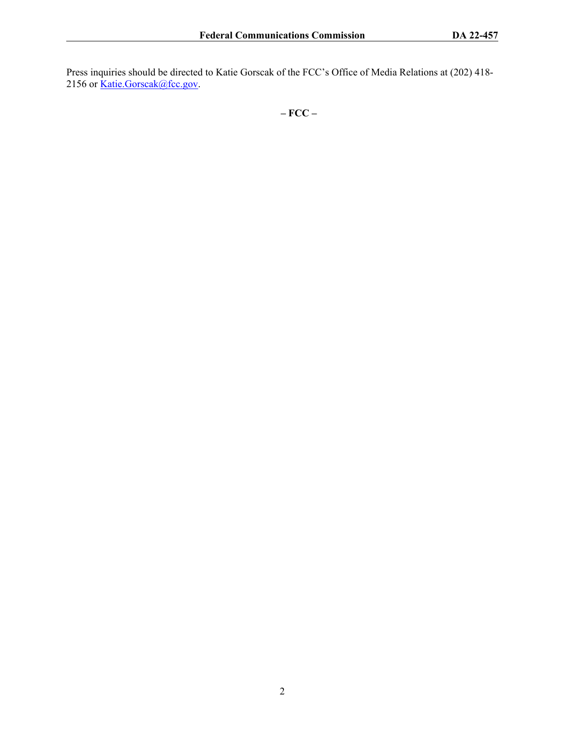Press inquiries should be directed to Katie Gorscak of the FCC's Office of Media Relations at (202) 418-2156 or Katie.Gorscak@fcc.gov.

**– FCC –**